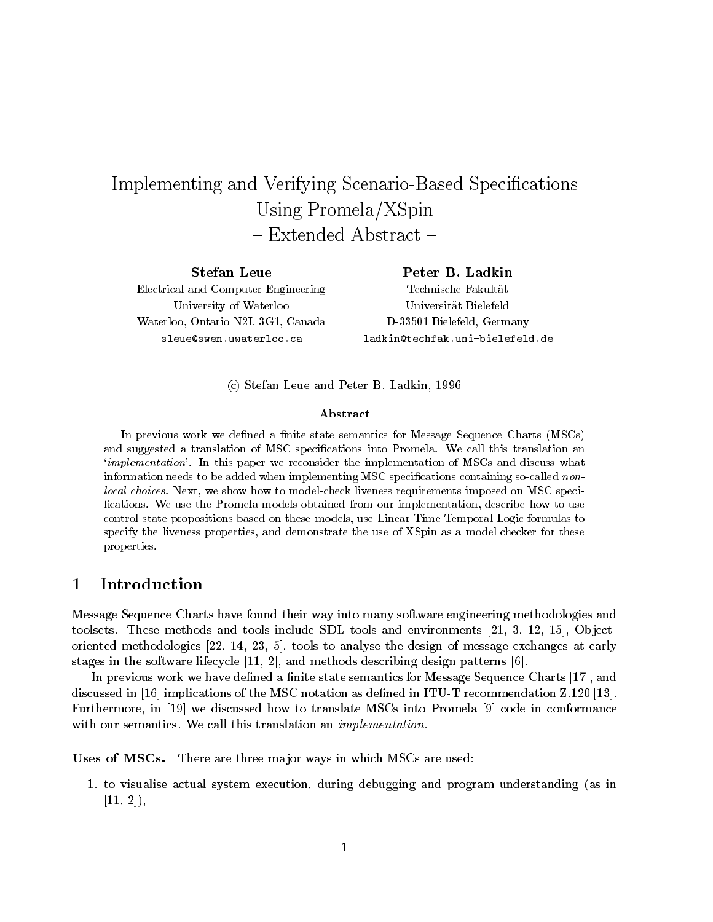# Implementing and Verifying Scenario-Based Specifications Using Promela/XSpin – Extended Abstract –

**Stefan Leue**
Electrical and Computer Engineering
University of Waterloo
Waterloo, Ontario N2L 3G1, Canada
sleue@swen.uwaterloo.ca

**Peter B. Ladkin**
Technische Fakultät
Universität Bielefeld
D-33501 Bielefeld, Germany
ladkin@techfak.uni-bielefeld.de

© Stefan Leue and Peter B. Ladkin, 1996

### Abstract

In previous work we defined a finite state semantics for Message Sequence Charts (MSCs) and suggested a translation of MSC specifications into Promela. We call this translation an '*implementation*'. In this paper we reconsider the implementation of MSCs and discuss what information needs to be added when implementing MSC specifications containing so-called *non-local choices*. Next, we show how to model-check liveness requirements imposed on MSC specifications. We use the Promela models obtained from our implementation, describe how to use control state propositions based on these models, use Linear Time Temporal Logic formulas to specify the liveness properties, and demonstrate the use of XSpin as a model checker for these properties.

## 1 Introduction

Message Sequence Charts have found their way into many software engineering methodologies and toolsets. These methods and tools include SDL tools and environments [21, 3, 12, 15], Object-oriented methodologies [22, 14, 23, 5], tools to analyse the design of message exchanges at early stages in the software lifecycle [11, 2], and methods describing design patterns [6].

In previous work we have defined a finite state semantics for Message Sequence Charts [17], and discussed in [16] implications of the MSC notation as defined in ITU-T recommendation Z.120 [13]. Furthermore, in [19] we discussed how to translate MSCs into Promela [9] code in conformance with our semantics. We call this translation an *implementation*.

**Uses of MSCs.** There are three major ways in which MSCs are used:

1. to visualise actual system execution, during debugging and program understanding (as in [11, 2]),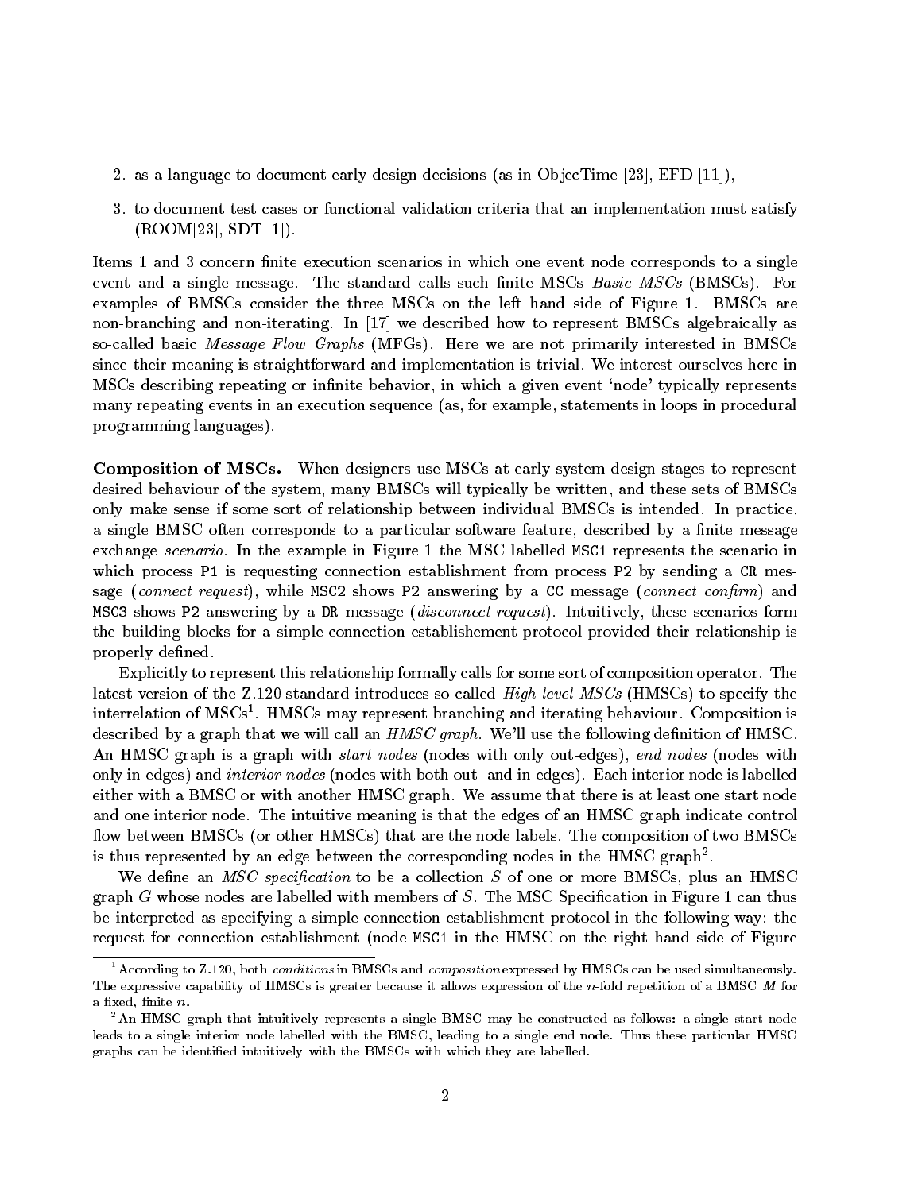2. as a language to document early design decisions (as in ObjecTime [23], EFD [11]),
3. to document test cases or functional validation criteria that an implementation must satisfy (ROOM[23], SDT [1]).

Items 1 and 3 concern finite execution scenarios in which one event node corresponds to a single event and a single message. The standard calls such finite MSCs *Basic MSCs* (BMSCs). For examples of BMSCs consider the three MSCs on the left hand side of Figure 1. BMSCs are non-branching and non-iterating. In [17] we described how to represent BMSCs algebraically as so-called basic *Message Flow Graphs* (MFGs). Here we are not primarily interested in BMSCs since their meaning is straightforward and implementation is trivial. We interest ourselves here in MSCs describing repeating or infinite behavior, in which a given event 'node' typically represents many repeating events in an execution sequence (as, for example, statements in loops in procedural programming languages).

**Composition of MSCs.** When designers use MSCs at early system design stages to represent desired behaviour of the system, many BMSCs will typically be written, and these sets of BMSCs only make sense if some sort of relationship between individual BMSCs is intended. In practice, a single BMSC often corresponds to a particular software feature, described by a finite message exchange *scenario*. In the example in Figure 1 the MSC labelled `MSC1` represents the scenario in which process `P1` is requesting connection establishment from process `P2` by sending a `CR` message (*connect request*), while `MSC2` shows `P2` answering by a `CC` message (*connect confirm*) and `MSC3` shows `P2` answering by a `DR` message (*disconnect request*). Intuitively, these scenarios form the building blocks for a simple connection establishement protocol provided their relationship is properly defined.

Explicitly to represent this relationship formally calls for some sort of composition operator. The latest version of the Z.120 standard introduces so-called *High-level MSCs* (HMSCs) to specify the interrelation of MSCs[1]. HMSCs may represent branching and iterating behaviour. Composition is described by a graph that we will call an *HMSC graph.* We'll use the following definition of HMSC. An HMSC graph is a graph with *start nodes* (nodes with only out-edges), *end nodes* (nodes with only in-edges) and *interior nodes* (nodes with both out- and in-edges). Each interior node is labelled either with a BMSC or with another HMSC graph. We assume that there is at least one start node and one interior node. The intuitive meaning is that the edges of an HMSC graph indicate control flow between BMSCs (or other HMSCs) that are the node labels. The composition of two BMSCs is thus represented by an edge between the corresponding nodes in the HMSC graph[2].

We define an *MSC specification* to be a collection $S$ of one or more BMSCs, plus an HMSC graph $G$ whose nodes are labelled with members of $S$. The MSC Specification in Figure 1 can thus be interpreted as specifying a simple connection establishment protocol in the following way: the request for connection establishment (node `MSC1` in the HMSC on the right hand side of Figure

[1] According to Z.120, both *conditions* in BMSCs and *composition* expressed by HMSCs can be used simultaneously. The expressive capability of HMSCs is greater because it allows expression of the $n$-fold repetition of a BMSC $M$ for a fixed, finite $n$.

[2] An HMSC graph that intuitively represents a single BMSC may be constructed as follows: a single start node leads to a single interior node labelled with the BMSC, leading to a single end node. Thus these particular HMSC graphs can be identified intuitively with the BMSCs with which they are labelled.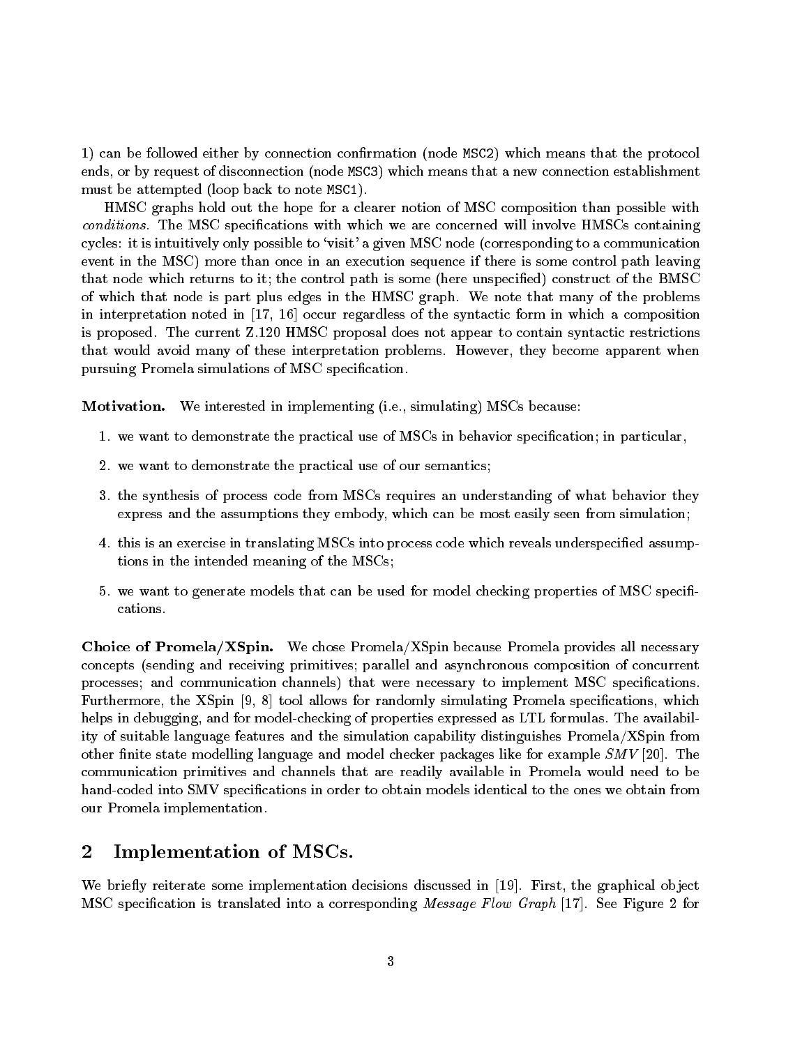1) can be followed either by connection confirmation (node MSC2) which means that the protocol ends, or by request of disconnection (node MSC3) which means that a new connection establishment must be attempted (loop back to note MSC1).

HMSC graphs hold out the hope for a clearer notion of MSC composition than possible with *conditions*. The MSC specifications with which we are concerned will involve HMSCs containing cycles: it is intuitively only possible to 'visit' a given MSC node (corresponding to a communication event in the MSC) more than once in an execution sequence if there is some control path leaving that node which returns to it; the control path is some (here unspecified) construct of the BMSC of which that node is part plus edges in the HMSC graph. We note that many of the problems in interpretation noted in [17, 16] occur regardless of the syntactic form in which a composition is proposed. The current Z.120 HMSC proposal does not appear to contain syntactic restrictions that would avoid many of these interpretation problems. However, they become apparent when pursuing Promela simulations of MSC specification.

**Motivation.** We interested in implementing (i.e., simulating) MSCs because:

1. we want to demonstrate the practical use of MSCs in behavior specification; in particular,
2. we want to demonstrate the practical use of our semantics;
3. the synthesis of process code from MSCs requires an understanding of what behavior they express and the assumptions they embody, which can be most easily seen from simulation;
4. this is an exercise in translating MSCs into process code which reveals underspecified assumptions in the intended meaning of the MSCs;
5. we want to generate models that can be used for model checking properties of MSC specifications.

**Choice of Promela/XSpin.** We chose Promela/XSpin because Promela provides all necessary concepts (sending and receiving primitives; parallel and asynchronous composition of concurrent processes; and communication channels) that were necessary to implement MSC specifications. Furthermore, the XSpin [9, 8] tool allows for randomly simulating Promela specifications, which helps in debugging, and for model-checking of properties expressed as LTL formulas. The availability of suitable language features and the simulation capability distinguishes Promela/XSpin from other finite state modelling language and model checker packages like for example *SMV* [20]. The communication primitives and channels that are readily available in Promela would need to be hand-coded into SMV specifications in order to obtain models identical to the ones we obtain from our Promela implementation.

## 2 Implementation of MSCs.

We briefly reiterate some implementation decisions discussed in [19]. First, the graphical object MSC specification is translated into a corresponding *Message Flow Graph* [17]. See Figure 2 for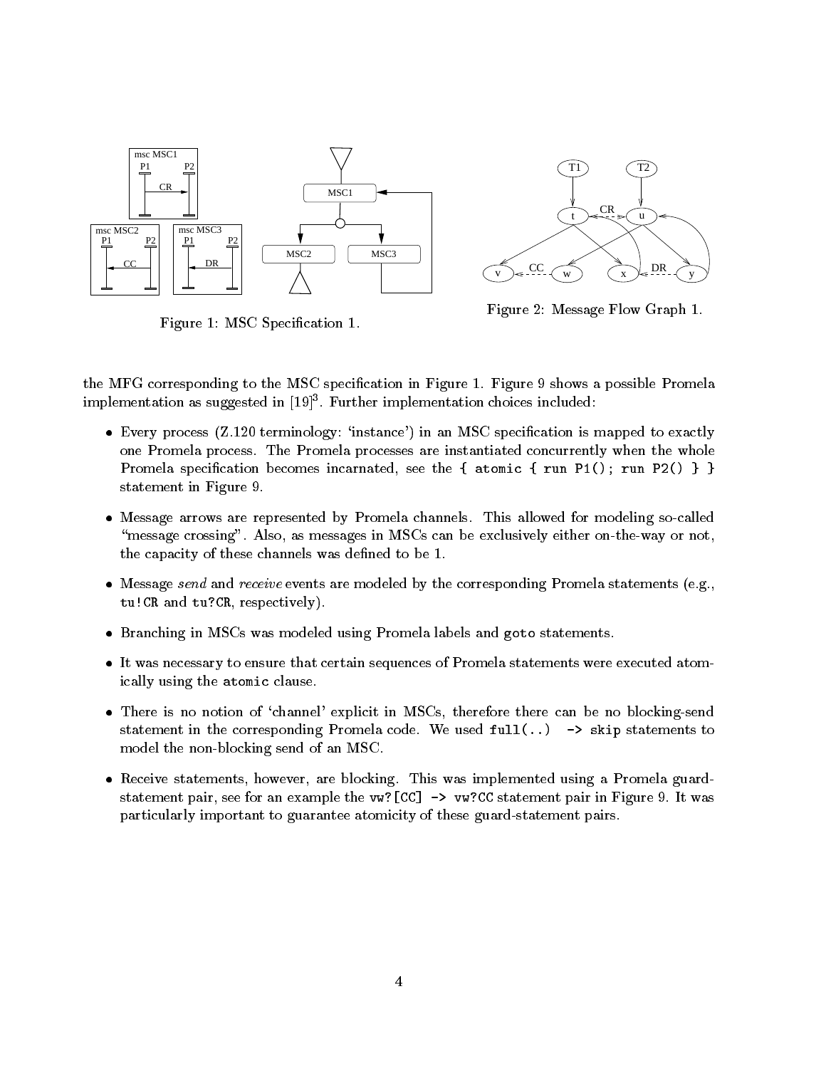Figure 1: MSC Specification 1.

Figure 2: Message Flow Graph 1.

the MFG corresponding to the MSC specification in Figure 1. Figure 9 shows a possible Promela implementation as suggested in [19][3]. Further implementation choices included:

- Every process (Z.120 terminology: 'instance') in an MSC specification is mapped to exactly one Promela process. The Promela processes are instantiated concurrently when the whole Promela specification becomes incarnated, see the `{ atomic { run P1(); run P2() } }` statement in Figure 9.
- Message arrows are represented by Promela channels. This allowed for modeling so-called "message crossing". Also, as messages in MSCs can be exclusively either on-the-way or not, the capacity of these channels was defined to be 1.
- Message *send* and *receive* events are modeled by the corresponding Promela statements (e.g., `tu!CR` and `tu?CR`, respectively).
- Branching in MSCs was modeled using Promela labels and `goto` statements.
- It was necessary to ensure that certain sequences of Promela statements were executed atomically using the `atomic` clause.
- There is no notion of 'channel' explicit in MSCs, therefore there can be no blocking-send statement in the corresponding Promela code. We used `full(..) -> skip` statements to model the non-blocking send of an MSC.
- Receive statements, however, are blocking. This was implemented using a Promela guard-statement pair, see for an example the `vw?[CC] -> vw?CC` statement pair in Figure 9. It was particularly important to guarantee atomicity of these guard-statement pairs.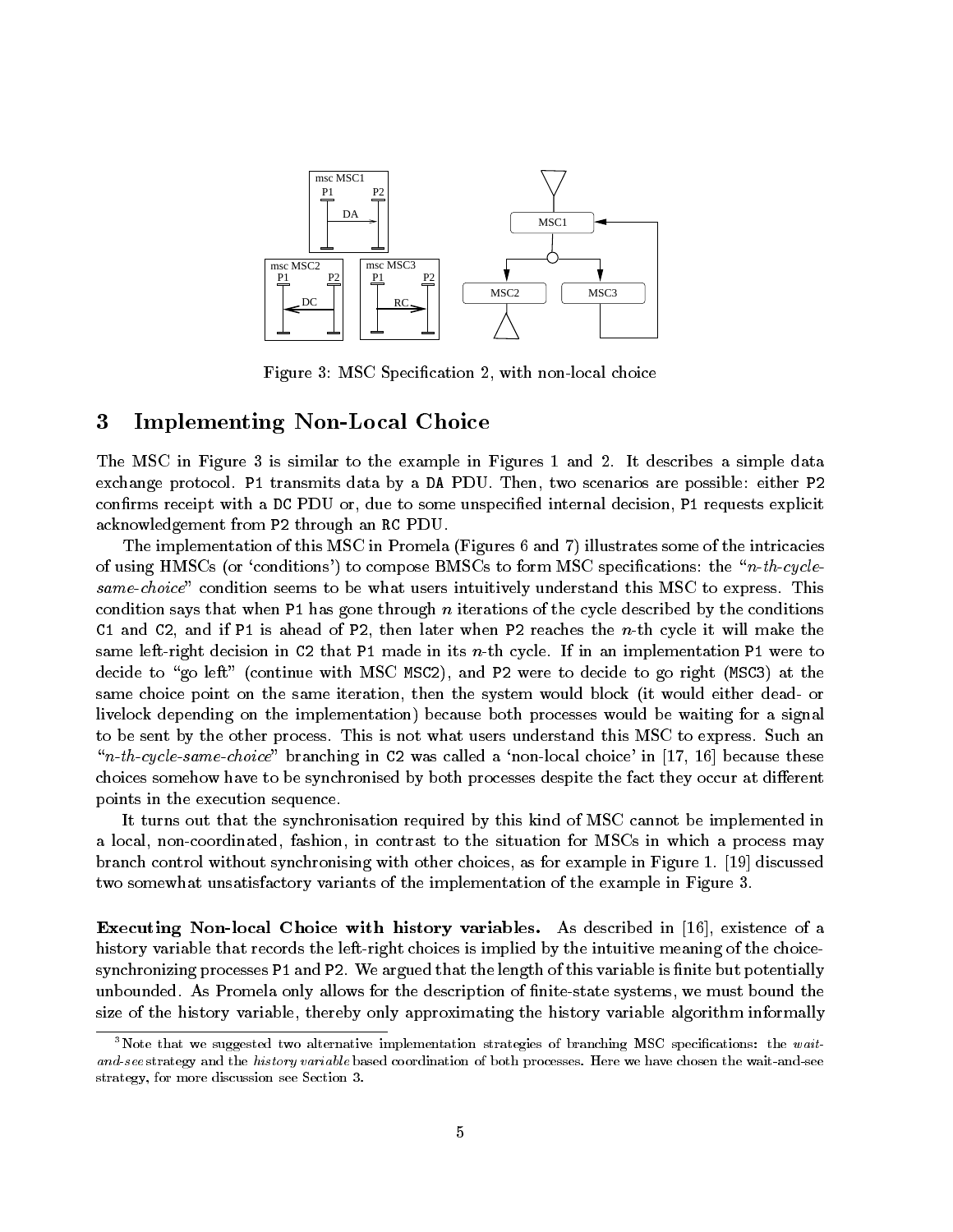Figure 3: MSC Specification 2, with non-local choice

# 3 Implementing Non-Local Choice

The MSC in Figure 3 is similar to the example in Figures 1 and 2. It describes a simple data exchange protocol. P1 transmits data by a DA PDU. Then, two scenarios are possible: either P2 confirms receipt with a DC PDU or, due to some unspecified internal decision, P1 requests explicit acknowledgement from P2 through an RC PDU.

The implementation of this MSC in Promela (Figures 6 and 7) illustrates some of the intricacies of using HMSCs (or 'conditions') to compose BMSCs to form MSC specifications: the "*n-th-cycle-same-choice*" condition seems to be what users intuitively understand this MSC to express. This condition says that when P1 has gone through $n$ iterations of the cycle described by the conditions C1 and C2, and if P1 is ahead of P2, then later when P2 reaches the $n$-th cycle it will make the same left-right decision in C2 that P1 made in its $n$-th cycle. If in an implementation P1 were to decide to "go left" (continue with MSC MSC2), and P2 were to decide to go right (MSC3) at the same choice point on the same iteration, then the system would block (it would either dead- or livelock depending on the implementation) because both processes would be waiting for a signal to be sent by the other process. This is not what users understand this MSC to express. Such an "*n-th-cycle-same-choice*" branching in C2 was called a 'non-local choice' in [17, 16] because these choices somehow have to be synchronised by both processes despite the fact they occur at different points in the execution sequence.

It turns out that the synchronisation required by this kind of MSC cannot be implemented in a local, non-coordinated, fashion, in contrast to the situation for MSCs in which a process may branch control without synchronising with other choices, as for example in Figure 1. [19] discussed two somewhat unsatisfactory variants of the implementation of the example in Figure 3.

**Executing Non-local Choice with history variables.** As described in [16], existence of a history variable that records the left-right choices is implied by the intuitive meaning of the choice-synchronizing processes P1 and P2. We argued that the length of this variable is finite but potentially unbounded. As Promela only allows for the description of finite-state systems, we must bound the size of the history variable, thereby only approximating the history variable algorithm informally

[3] Note that we suggested two alternative implementation strategies of branching MSC specifications: the *wait-and-see* strategy and the *history variable* based coordination of both processes. Here we have chosen the wait-and-see strategy, for more discussion see Section 3.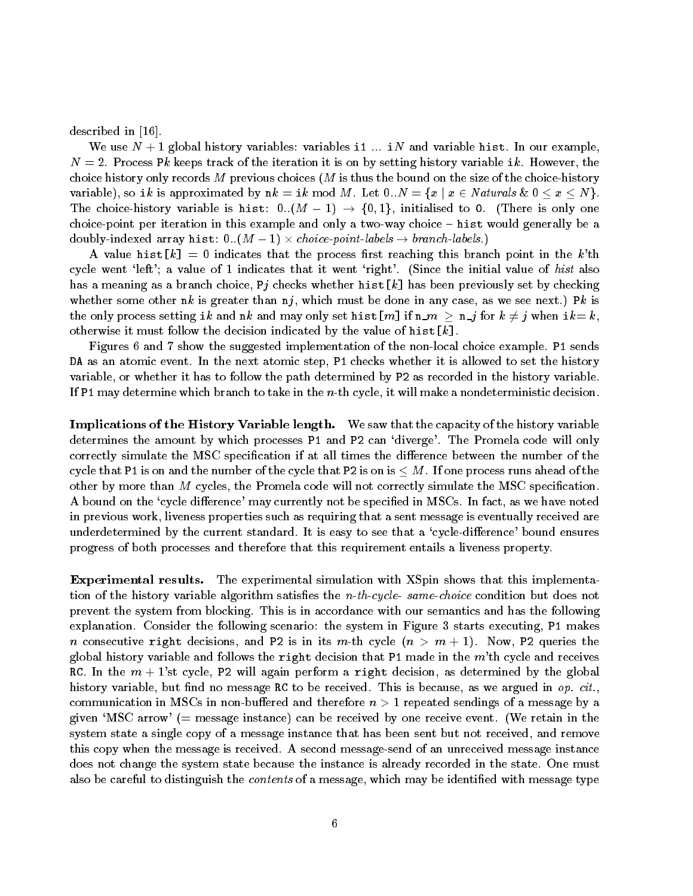described in [16].

We use $N+1$ global history variables: variables `i1` ... `i`$N$ and variable `hist`. In our example, $N = 2$. Process `P`$k$ keeps track of the iteration it is on by setting history variable `i`$k$. However, the choice history only records $M$ previous choices ($M$ is thus the bound on the size of the choice-history variable), so `i`$k$ is approximated by `n`$k$ = `i`$k$ mod $M$. Let $0..N = \{x \mid x \in \mathit{Naturals} \,\&\, 0 \leq x \leq N\}$. The choice-history variable is `hist`: $0..(M-1) \rightarrow \{0, 1\}$, initialised to `0`. (There is only one choice-point per iteration in this example and only a two-way choice – `hist` would generally be a doubly-indexed array `hist`: $0..(M-1) \times$ *choice-point-labels* $\rightarrow$ *branch-labels*.)

A value `hist[`$k$`]` = 0 indicates that the process first reaching this branch point in the $k$'th cycle went 'left'; a value of 1 indicates that it went 'right'. (Since the initial value of *hist* also has a meaning as a branch choice, `P`$j$ checks whether `hist[`$k$`]` has been previously set by checking whether some other `n`$k$ is greater than `n`$j$, which must be done in any case, as we see next.) `P`$k$ is the only process setting `i`$k$ and `n`$k$ and may only set `hist[`$m$`]` if `n_`$m$ $\geq$ `n_`$j$ for $k \neq j$ when `i`$k$= $k$, otherwise it must follow the decision indicated by the value of `hist[`$k$`]`.

Figures 6 and 7 show the suggested implementation of the non-local choice example. `P1` sends `DA` as an atomic event. In the next atomic step, `P1` checks whether it is allowed to set the history variable, or whether it has to follow the path determined by `P2` as recorded in the history variable. If `P1` may determine which branch to take in the $n$-th cycle, it will make a nondeterministic decision.

**Implications of the History Variable length.** We saw that the capacity of the history variable determines the amount by which processes `P1` and `P2` can 'diverge'. The Promela code will only correctly simulate the MSC specification if at all times the difference between the number of the cycle that `P1` is on and the number of the cycle that `P2` is on is $\leq M$. If one process runs ahead of the other by more than $M$ cycles, the Promela code will not correctly simulate the MSC specification. A bound on the 'cycle difference' may currently not be specified in MSCs. In fact, as we have noted in previous work, liveness properties such as requiring that a sent message is eventually received are underdetermined by the current standard. It is easy to see that a 'cycle-difference' bound ensures progress of both processes and therefore that this requirement entails a liveness property.

**Experimental results.** The experimental simulation with XSpin shows that this implementation of the history variable algorithm satisfies the *n-th-cycle- same-choice* condition but does not prevent the system from blocking. This is in accordance with our semantics and has the following explanation. Consider the following scenario: the system in Figure 3 starts executing, `P1` makes $n$ consecutive `right` decisions, and `P2` is in its $m$-th cycle ($n > m+1$). Now, `P2` queries the global history variable and follows the `right` decision that `P1` made in the $m$'th cycle and receives `RC`. In the $m+1$'st cycle, `P2` will again perform a `right` decision, as determined by the global history variable, but find no message `RC` to be received. This is because, as we argued in *op. cit.*, communication in MSCs in non-buffered and therefore $n > 1$ repeated sendings of a message by a given 'MSC arrow' (= message instance) can be received by one receive event. (We retain in the system state a single copy of a message instance that has been sent but not received, and remove this copy when the message is received. A second message-send of an unreceived message instance does not change the system state because the instance is already recorded in the state. One must also be careful to distinguish the *contents* of a message, which may be identified with message type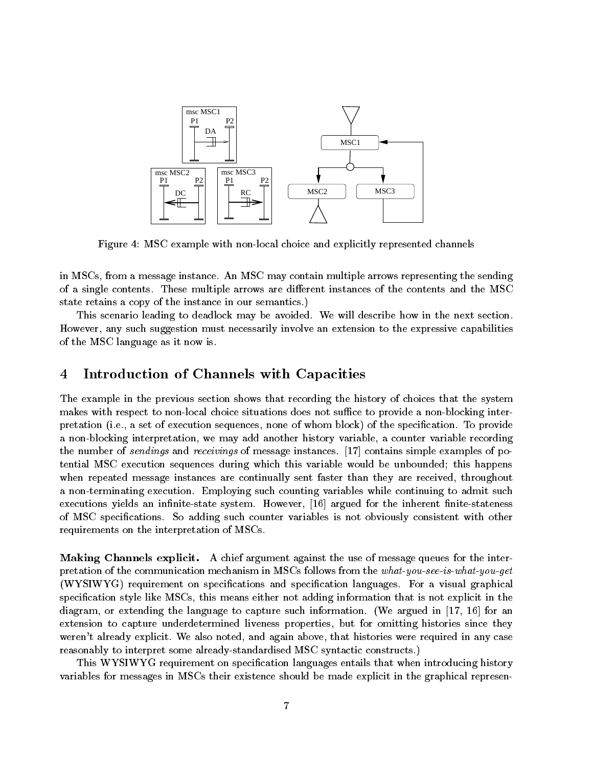Figure 4: MSC example with non-local choice and explicitly represented channels

in MSCs, from a message instance. An MSC may contain multiple arrows representing the sending of a single contents. These multiple arrows are different instances of the contents and the MSC state retains a copy of the instance in our semantics.)

This scenario leading to deadlock may be avoided. We will describe how in the next section. However, any such suggestion must necessarily involve an extension to the expressive capabilities of the MSC language as it now is.

## 4 Introduction of Channels with Capacities

The example in the previous section shows that recording the history of choices that the system makes with respect to non-local choice situations does not suffice to provide a non-blocking interpretation (i.e., a set of execution sequences, none of whom block) of the specification. To provide a non-blocking interpretation, we may add another history variable, a counter variable recording the number of *sendings* and *receivings* of message instances. [17] contains simple examples of potential MSC execution sequences during which this variable would be unbounded; this happens when repeated message instances are continually sent faster than they are received, throughout a non-terminating execution. Employing such counting variables while continuing to admit such executions yields an infinite-state system. However, [16] argued for the inherent finite-stateness of MSC specifications. So adding such counter variables is not obviously consistent with other requirements on the interpretation of MSCs.

**Making Channels explicit.** A chief argument against the use of message queues for the interpretation of the communication mechanism in MSCs follows from the *what-you-see-is-what-you-get* (WYSIWYG) requirement on specifications and specification languages. For a visual graphical specification style like MSCs, this means either not adding information that is not explicit in the diagram, or extending the language to capture such information. (We argued in [17, 16] for an extension to capture underdetermined liveness properties, but for omitting histories since they weren't already explicit. We also noted, and again above, that histories were required in any case reasonably to interpret some already-standardised MSC syntactic constructs.)

This WYSIWYG requirement on specification languages entails that when introducing history variables for messages in MSCs their existence should be made explicit in the graphical represen-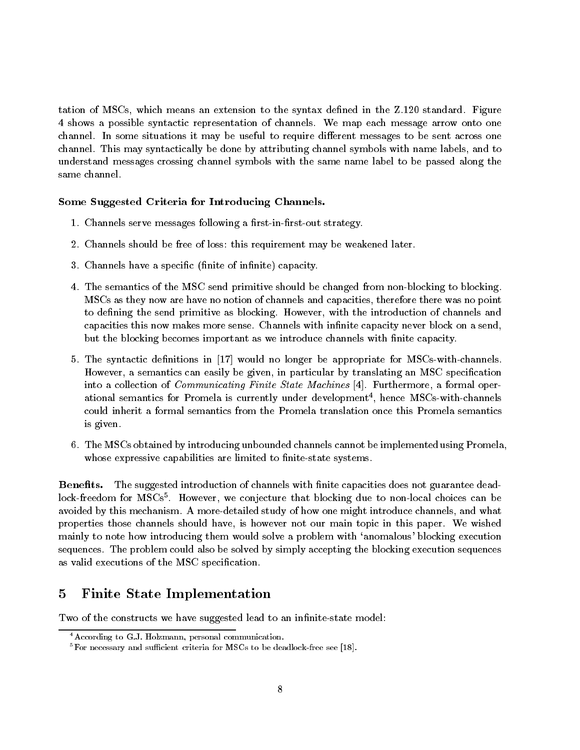tation of MSCs, which means an extension to the syntax defined in the Z.120 standard. Figure 4 shows a possible syntactic representation of channels. We map each message arrow onto one channel. In some situations it may be useful to require different messages to be sent across one channel. This may syntactically be done by attributing channel symbols with name labels, and to understand messages crossing channel symbols with the same name label to be passed along the same channel.

**Some Suggested Criteria for Introducing Channels.**

1. Channels serve messages following a first-in-first-out strategy.
2. Channels should be free of loss: this requirement may be weakened later.
3. Channels have a specific (finite of infinite) capacity.
4. The semantics of the MSC send primitive should be changed from non-blocking to blocking. MSCs as they now are have no notion of channels and capacities, therefore there was no point to defining the send primitive as blocking. However, with the introduction of channels and capacities this now makes more sense. Channels with infinite capacity never block on a send, but the blocking becomes important as we introduce channels with finite capacity.
5. The syntactic definitions in [17] would no longer be appropriate for MSCs-with-channels. However, a semantics can easily be given, in particular by translating an MSC specification into a collection of *Communicating Finite State Machines* [4]. Furthermore, a formal operational semantics for Promela is currently under development[4], hence MSCs-with-channels could inherit a formal semantics from the Promela translation once this Promela semantics is given.
6. The MSCs obtained by introducing unbounded channels cannot be implemented using Promela, whose expressive capabilities are limited to finite-state systems.

**Benefits.** The suggested introduction of channels with finite capacities does not guarantee deadlock-freedom for MSCs[5]. However, we conjecture that blocking due to non-local choices can be avoided by this mechanism. A more-detailed study of how one might introduce channels, and what properties those channels should have, is however not our main topic in this paper. We wished mainly to note how introducing them would solve a problem with 'anomalous' blocking execution sequences. The problem could also be solved by simply accepting the blocking execution sequences as valid executions of the MSC specification.

## 5 Finite State Implementation

Two of the constructs we have suggested lead to an infinite-state model:

[4] According to G.J. Holzmann, personal communication.

[5] For necessary and sufficient criteria for MSCs to be deadlock-free see [18].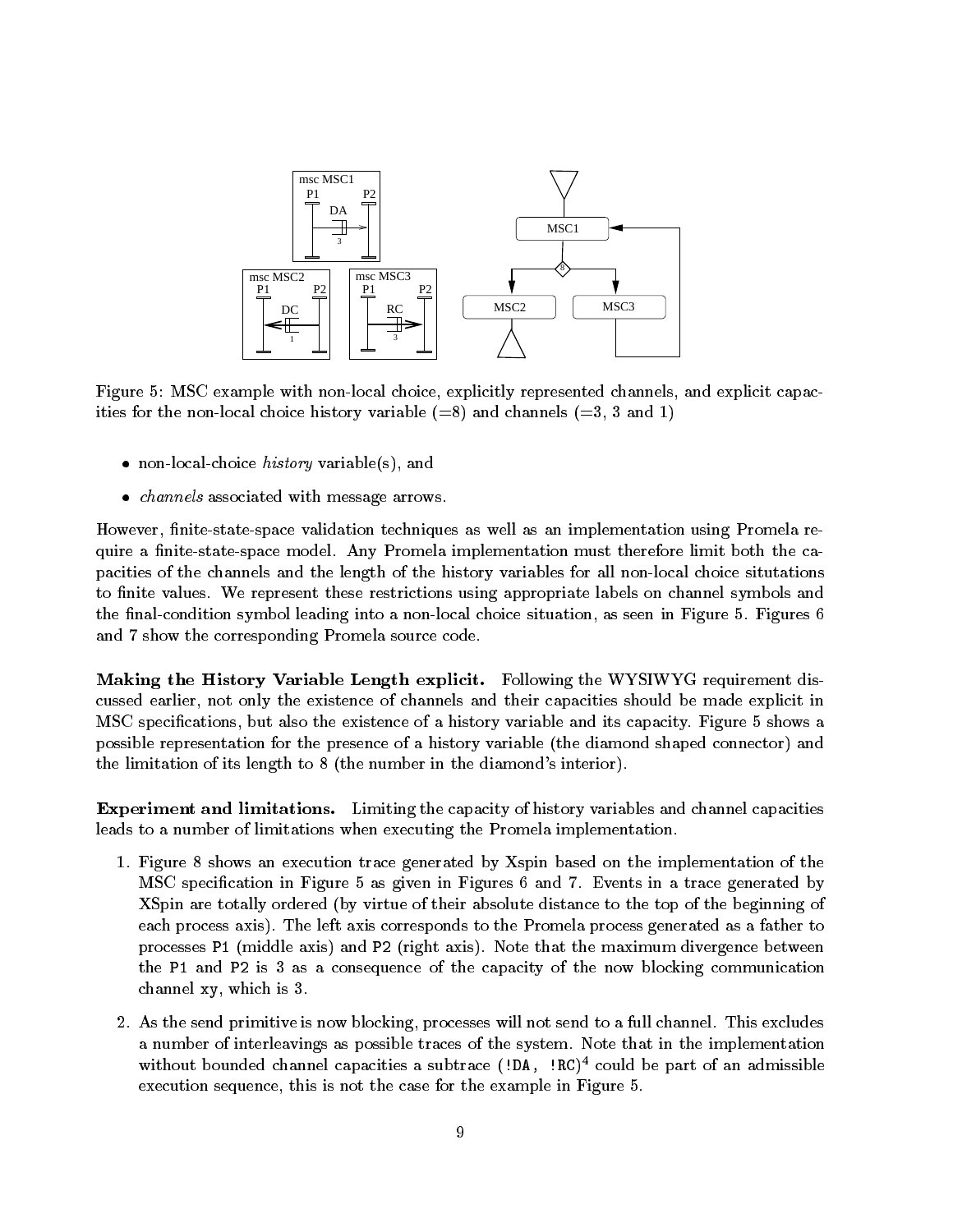Figure 5: MSC example with non-local choice, explicitly represented channels, and explicit capacities for the non-local choice history variable (=8) and channels (=3, 3 and 1)

- non-local-choice *history* variable(s), and
- *channels* associated with message arrows.

However, finite-state-space validation techniques as well as an implementation using Promela require a finite-state-space model. Any Promela implementation must therefore limit both the capacities of the channels and the length of the history variables for all non-local choice situtations to finite values. We represent these restrictions using appropriate labels on channel symbols and the final-condition symbol leading into a non-local choice situation, as seen in Figure 5. Figures 6 and 7 show the corresponding Promela source code.

**Making the History Variable Length explicit.** Following the WYSIWYG requirement discussed earlier, not only the existence of channels and their capacities should be made explicit in MSC specifications, but also the existence of a history variable and its capacity. Figure 5 shows a possible representation for the presence of a history variable (the diamond shaped connector) and the limitation of its length to 8 (the number in the diamond's interior).

**Experiment and limitations.** Limiting the capacity of history variables and channel capacities leads to a number of limitations when executing the Promela implementation.

1. Figure 8 shows an execution trace generated by Xspin based on the implementation of the MSC specification in Figure 5 as given in Figures 6 and 7. Events in a trace generated by XSpin are totally ordered (by virtue of their absolute distance to the top of the beginning of each process axis). The left axis corresponds to the Promela process generated as a father to processes `P1` (middle axis) and `P2` (right axis). Note that the maximum divergence between the `P1` and `P2` is 3 as a consequence of the capacity of the now blocking communication channel xy, which is 3.

2. As the send primitive is now blocking, processes will not send to a full channel. This excludes a number of interleavings as possible traces of the system. Note that in the implementation without bounded channel capacities a subtrace $(\texttt{!DA, !RC})^4$ could be part of an admissible execution sequence, this is not the case for the example in Figure 5.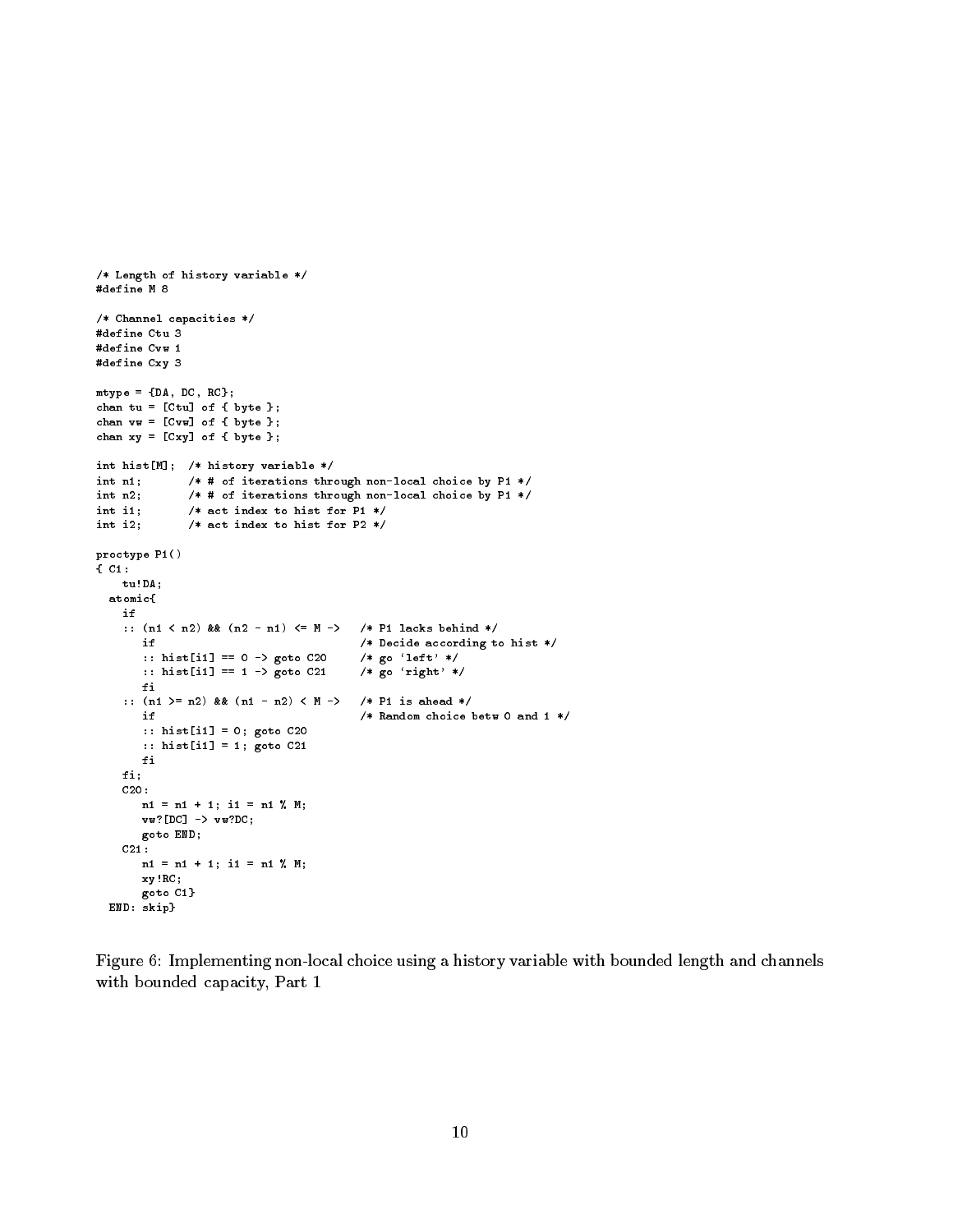```
/* Length of history variable */
#define M 8

/* Channel capacities */
#define Ctu 3
#define Cvw 1
#define Cxy 3

mtype = {DA, DC, RC};
chan tu = [Ctu] of { byte };
chan vw = [Cvw] of { byte };
chan xy = [Cxy] of { byte };

int hist[M];  /* history variable */
int n1;       /* # of iterations through non-local choice by P1 */
int n2;       /* # of iterations through non-local choice by P1 */
int i1;       /* act index to hist for P1 */
int i2;       /* act index to hist for P2 */

proctype P1()
{ C1:
    tu!DA;
  atomic{
    if
    :: (n1 < n2) && (n2 - n1) <= M ->   /* P1 lacks behind */
       if                               /* Decide according to hist */
       :: hist[i1] == 0 -> goto C20     /* go 'left' */
       :: hist[i1] == 1 -> goto C21     /* go 'right' */
       fi
    :: (n1 >= n2) && (n1 - n2) < M ->   /* P1 is ahead */
       if                               /* Random choice betw 0 and 1 */
       :: hist[i1] = 0; goto C20
       :: hist[i1] = 1; goto C21
       fi
    fi;
    C20:
       n1 = n1 + 1; i1 = n1 % M;
       vw?[DC] -> vw?DC;
       goto END;
    C21:
       n1 = n1 + 1; i1 = n1 % M;
       xy!RC;
       goto C1}
  END: skip}
```

Figure 6: Implementing non-local choice using a history variable with bounded length and channels with bounded capacity, Part 1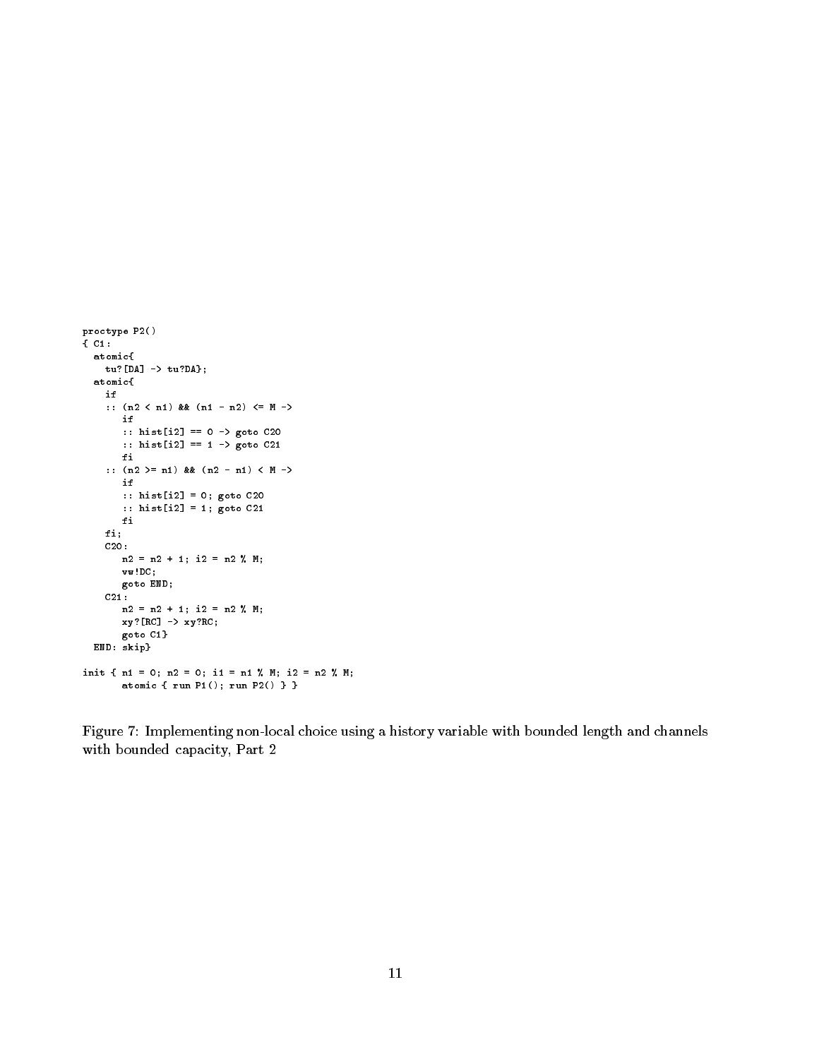```
proctype P2()
{ C1:
  atomic{
    tu?[DA] -> tu?DA};
  atomic{
    if
    :: (n2 < n1) && (n1 - n2) <= M ->
       if
       :: hist[i2] == 0 -> goto C20
       :: hist[i2] == 1 -> goto C21
       fi
    :: (n2 >= n1) && (n2 - n1) < M ->
       if
       :: hist[i2] = 0; goto C20
       :: hist[i2] = 1; goto C21
       fi
    fi;
    C20:
       n2 = n2 + 1; i2 = n2 % M;
       vw!DC;
       goto END;
    C21:
       n2 = n2 + 1; i2 = n2 % M;
       xy?[RC] -> xy?RC;
       goto C1}
  END: skip}

init { n1 = 0; n2 = 0; i1 = n1 % M; i2 = n2 % M;
       atomic { run P1(); run P2() } }
```

Figure 7: Implementing non-local choice using a history variable with bounded length and channels with bounded capacity, Part 2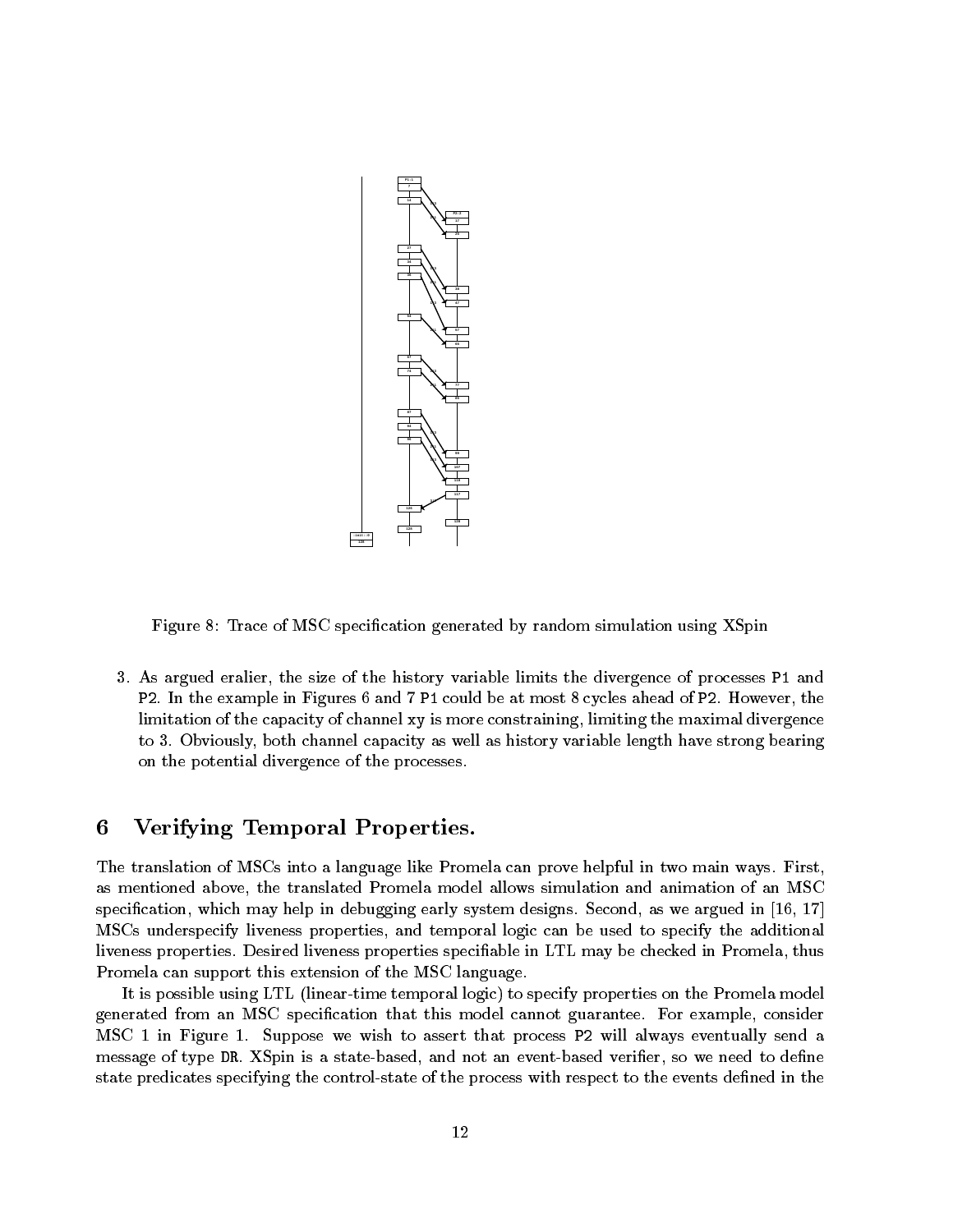Figure 8: Trace of MSC specification generated by random simulation using XSpin

3. As argued eralier, the size of the history variable limits the divergence of processes P1 and P2. In the example in Figures 6 and 7 P1 could be at most 8 cycles ahead of P2. However, the limitation of the capacity of channel xy is more constraining, limiting the maximal divergence to 3. Obviously, both channel capacity as well as history variable length have strong bearing on the potential divergence of the processes.

# 6 Verifying Temporal Properties.

The translation of MSCs into a language like Promela can prove helpful in two main ways. First, as mentioned above, the translated Promela model allows simulation and animation of an MSC specification, which may help in debugging early system designs. Second, as we argued in [16, 17] MSCs underspecify liveness properties, and temporal logic can be used to specify the additional liveness properties. Desired liveness properties specifiable in LTL may be checked in Promela, thus Promela can support this extension of the MSC language.

It is possible using LTL (linear-time temporal logic) to specify properties on the Promela model generated from an MSC specification that this model cannot guarantee. For example, consider MSC 1 in Figure 1. Suppose we wish to assert that process P2 will always eventually send a message of type DR. XSpin is a state-based, and not an event-based verifier, so we need to define state predicates specifying the control-state of the process with respect to the events defined in the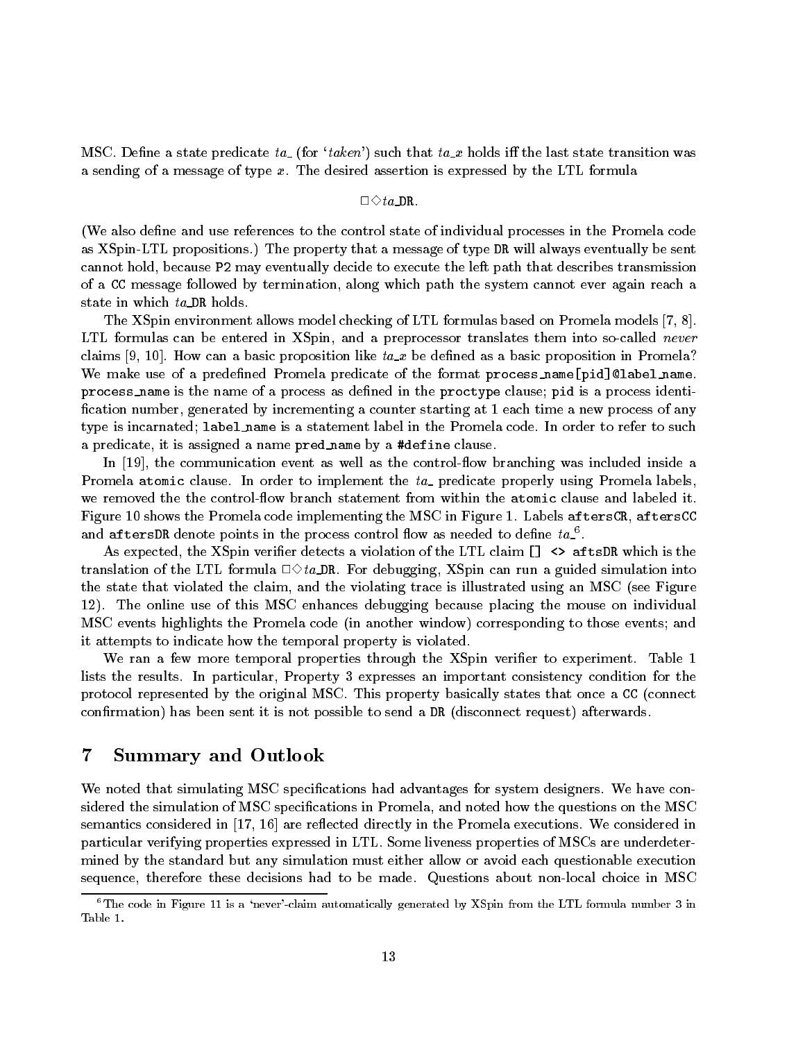MSC. Define a state predicate *ta_* (for '*taken*') such that *ta_x* holds iff the last state transition was a sending of a message of type $x$. The desired assertion is expressed by the LTL formula

$$\Box\Diamond ta\_\mathtt{DR}.$$

(We also define and use references to the control state of individual processes in the Promela code as XSpin-LTL propositions.) The property that a message of type `DR` will always eventually be sent cannot hold, because `P2` may eventually decide to execute the left path that describes transmission of a `CC` message followed by termination, along which path the system cannot ever again reach a state in which *ta_*`DR` holds.

The XSpin environment allows model checking of LTL formulas based on Promela models [7, 8]. LTL formulas can be entered in XSpin, and a preprocessor translates them into so-called *never* claims [9, 10]. How can a basic proposition like *ta_x* be defined as a basic proposition in Promela? We make use of a predefined Promela predicate of the format `process_name[pid]@label_name`. `process_name` is the name of a process as defined in the `proctype` clause; `pid` is a process identification number, generated by incrementing a counter starting at 1 each time a new process of any type is incarnated; `label_name` is a statement label in the Promela code. In order to refer to such a predicate, it is assigned a name `pred_name` by a `#define` clause.

In [19], the communication event as well as the control-flow branching was included inside a Promela `atomic` clause. In order to implement the *ta_* predicate properly using Promela labels, we removed the the control-flow branch statement from within the `atomic` clause and labeled it. Figure 10 shows the Promela code implementing the MSC in Figure 1. Labels `aftersCR`, `aftersCC` and `aftersDR` denote points in the process control flow as needed to define *ta_*[6].

As expected, the XSpin verifier detects a violation of the LTL claim `[] <> aftsDR` which is the translation of the LTL formula $\Box\Diamond ta\_\mathtt{DR}$. For debugging, XSpin can run a guided simulation into the state that violated the claim, and the violating trace is illustrated using an MSC (see Figure 12). The online use of this MSC enhances debugging because placing the mouse on individual MSC events highlights the Promela code (in another window) corresponding to those events; and it attempts to indicate how the temporal property is violated.

We ran a few more temporal properties through the XSpin verifier to experiment. Table 1 lists the results. In particular, Property 3 expresses an important consistency condition for the protocol represented by the original MSC. This property basically states that once a `CC` (connect confirmation) has been sent it is not possible to send a `DR` (disconnect request) afterwards.

## 7 Summary and Outlook

We noted that simulating MSC specifications had advantages for system designers. We have considered the simulation of MSC specifications in Promela, and noted how the questions on the MSC semantics considered in [17, 16] are reflected directly in the Promela executions. We considered in particular verifying properties expressed in LTL. Some liveness properties of MSCs are underdetermined by the standard but any simulation must either allow or avoid each questionable execution sequence, therefore these decisions had to be made. Questions about non-local choice in MSC

[6] The code in Figure 11 is a 'never'-claim automatically generated by XSpin from the LTL formula number 3 in Table 1.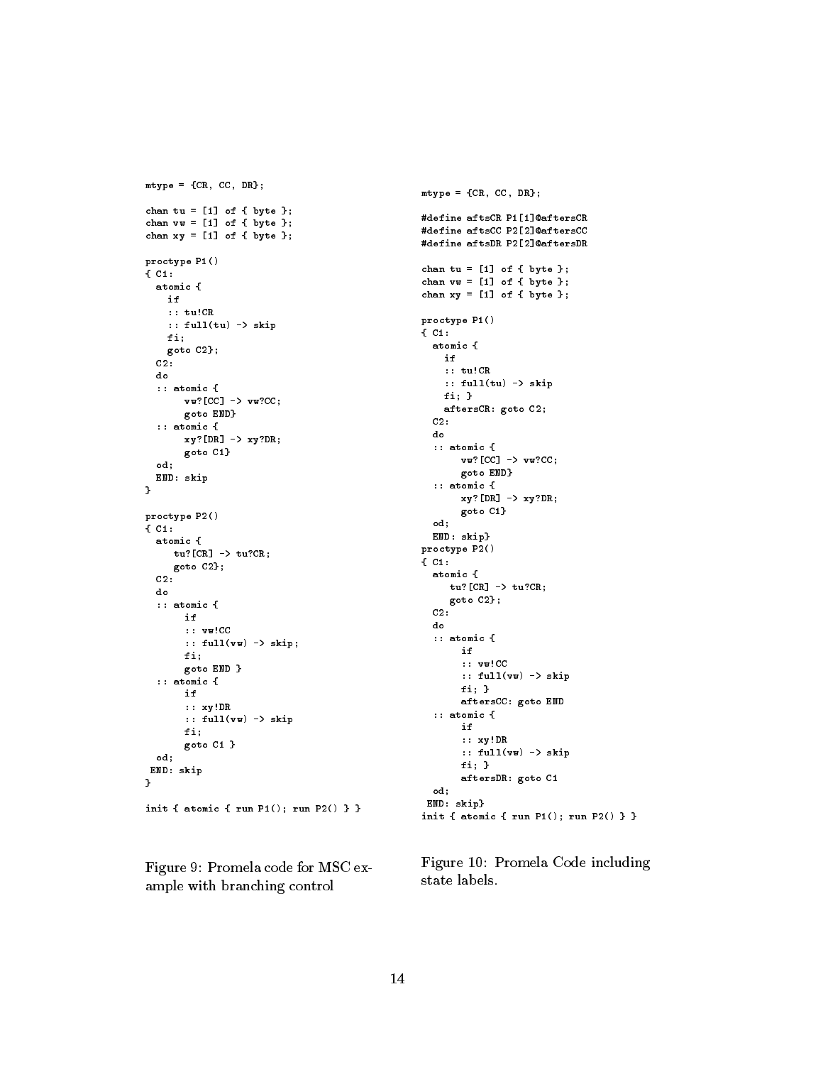```
mtype = {CR, CC, DR};

chan tu = [1] of { byte };
chan vw = [1] of { byte };
chan xy = [1] of { byte };

proctype P1()
{ C1:
  atomic {
    if
    :: tu!CR
    :: full(tu) -> skip
    fi;
    goto C2};
  C2:
  do
  :: atomic {
       vw?[CC] -> vw?CC;
       goto END}
  :: atomic {
       xy?[DR] -> xy?DR;
       goto C1}
  od;
  END: skip
}

proctype P2()
{ C1:
  atomic {
     tu?[CR] -> tu?CR;
     goto C2};
  C2:
  do
  :: atomic {
       if
       :: vw!CC
       :: full(vw) -> skip;
       fi;
       goto END }
  :: atomic {
       if
       :: xy!DR
       :: full(vw) -> skip
       fi;
       goto C1 }
  od;
 END: skip
}

init { atomic { run P1(); run P2() } }
```

Figure 9: Promela code for MSC example with branching control

```
mtype = {CR, CC, DR};

#define aftsCR P1[1]@aftersCR
#define aftsCC P2[2]@aftersCC
#define aftsDR P2[2]@aftersDR

chan tu = [1] of { byte };
chan vw = [1] of { byte };
chan xy = [1] of { byte };

proctype P1()
{ C1:
  atomic {
    if
    :: tu!CR
    :: full(tu) -> skip
    fi; }
    aftersCR: goto C2;
  C2:
  do
  :: atomic {
       vw?[CC] -> vw?CC;
       goto END}
  :: atomic {
       xy?[DR] -> xy?DR;
       goto C1}
  od;
  END: skip}
proctype P2()
{ C1:
  atomic {
     tu?[CR] -> tu?CR;
     goto C2};
  C2:
  do
  :: atomic {
       if
       :: vw!CC
       :: full(vw) -> skip
       fi; }
       aftersCC: goto END
  :: atomic {
       if
       :: xy!DR
       :: full(vw) -> skip
       fi; }
       aftersDR: goto C1
  od;
 END: skip}
init { atomic { run P1(); run P2() } }
```

Figure 10: Promela Code including state labels.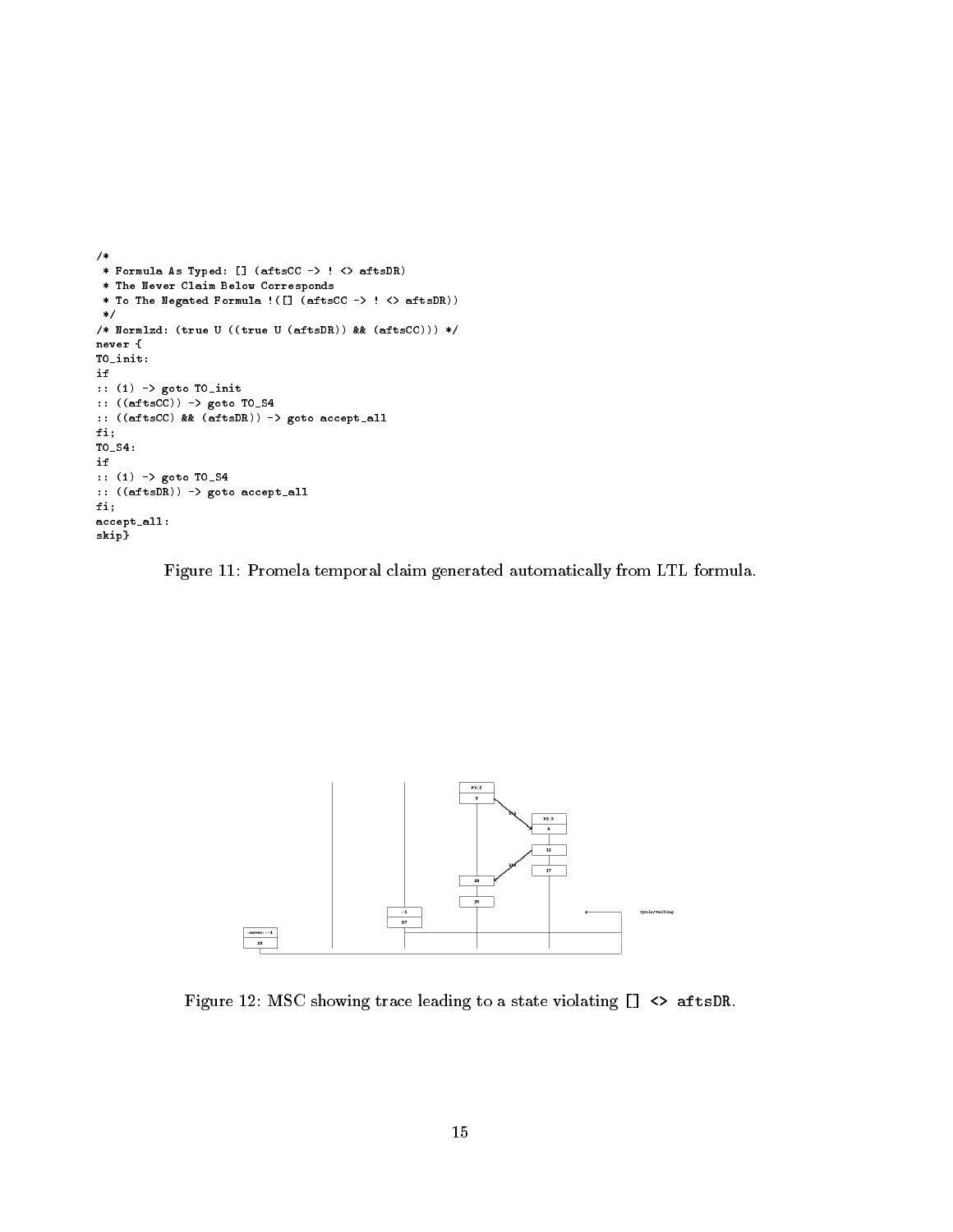```
/*
 * Formula As Typed: [] (aftsCC -> ! <> aftsDR)
 * The Never Claim Below Corresponds
 * To The Negated Formula !([] (aftsCC -> ! <> aftsDR))
 */
/* Normlzd: (true U ((true U (aftsDR)) && (aftsCC))) */
never {
T0_init:
if
:: (1) -> goto T0_init
:: ((aftsCC)) -> goto T0_S4
:: ((aftsCC) && (aftsDR)) -> goto accept_all
fi;
T0_S4:
if
:: (1) -> goto T0_S4
:: ((aftsDR)) -> goto accept_all
fi;
accept_all:
skip}
```

Figure 11: Promela temporal claim generated automatically from LTL formula.

Figure 12: MSC showing trace leading to a state violating `[] <> aftsDR`.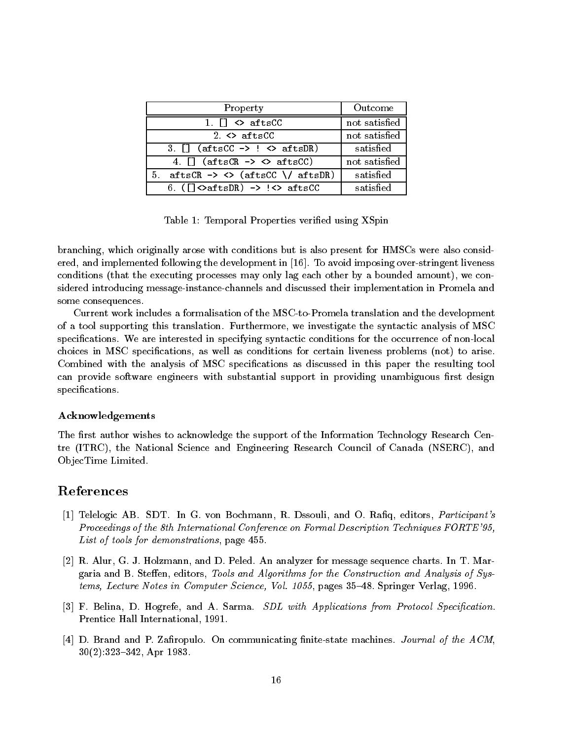| Property | Outcome |
|---|---|
| 1. `[] <> aftsCC` | not satisfied |
| 2. `<> aftsCC` | not satisfied |
| 3. `[] (aftsCC -> ! <> aftsDR)` | satisfied |
| 4. `[] (aftsCR -> <> aftsCC)` | not satisfied |
| 5. `aftsCR -> <> (aftsCC \/ aftsDR)` | satisfied |
| 6. `([]<>aftsDR) -> !<> aftsCC` | satisfied |

Table 1: Temporal Properties verified using XSpin

branching, which originally arose with conditions but is also present for HMSCs were also considered, and implemented following the development in [16]. To avoid imposing over-stringent liveness conditions (that the executing processes may only lag each other by a bounded amount), we considered introducing message-instance-channels and discussed their implementation in Promela and some consequences.

Current work includes a formalisation of the MSC-to-Promela translation and the development of a tool supporting this translation. Furthermore, we investigate the syntactic analysis of MSC specifications. We are interested in specifying syntactic conditions for the occurrence of non-local choices in MSC specifications, as well as conditions for certain liveness problems (not) to arise. Combined with the analysis of MSC specifications as discussed in this paper the resulting tool can provide software engineers with substantial support in providing unambiguous first design specifications.

### Acknowledgements

The first author wishes to acknowledge the support of the Information Technology Research Centre (ITRC), the National Science and Engineering Research Council of Canada (NSERC), and ObjecTime Limited.

## References

[1] Telelogic AB. SDT. In G. von Bochmann, R. Dssouli, and O. Rafiq, editors, *Participant's Proceedings of the 8th International Conference on Formal Description Techniques FORTE'95, List of tools for demonstrations*, page 455.

[2] R. Alur, G. J. Holzmann, and D. Peled. An analyzer for message sequence charts. In T. Margaria and B. Steffen, editors, *Tools and Algorithms for the Construction and Analysis of Systems, Lecture Notes in Computer Science, Vol. 1055*, pages 35–48. Springer Verlag, 1996.

[3] F. Belina, D. Hogrefe, and A. Sarma. *SDL with Applications from Protocol Specification.* Prentice Hall International, 1991.

[4] D. Brand and P. Zafiropulo. On communicating finite-state machines. *Journal of the ACM*, 30(2):323–342, Apr 1983.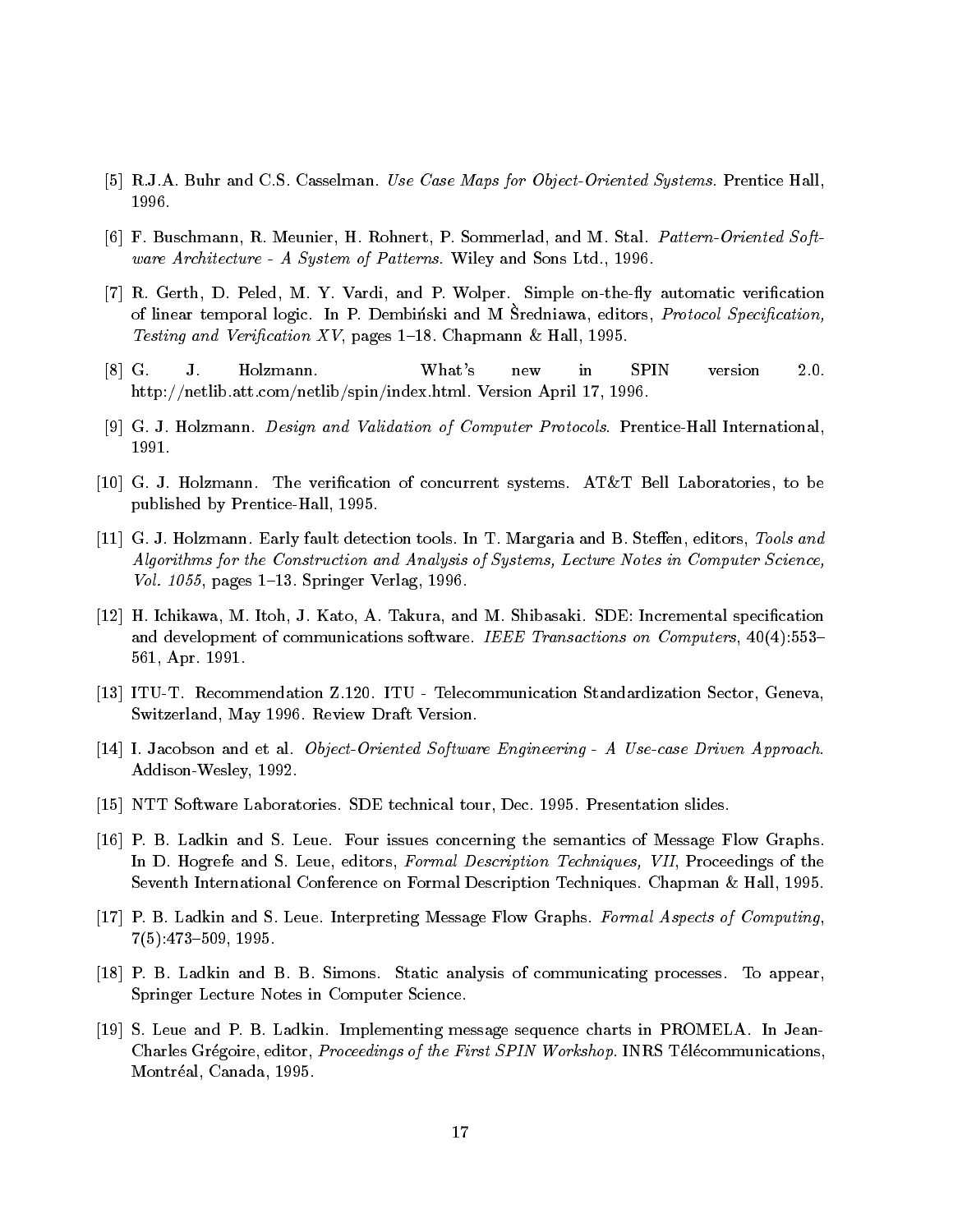[5] R.J.A. Buhr and C.S. Casselman. *Use Case Maps for Object-Oriented Systems*. Prentice Hall, 1996.

[6] F. Buschmann, R. Meunier, H. Rohnert, P. Sommerlad, and M. Stal. *Pattern-Oriented Software Architecture - A System of Patterns*. Wiley and Sons Ltd., 1996.

[7] R. Gerth, D. Peled, M. Y. Vardi, and P. Wolper. Simple on-the-fly automatic verification of linear temporal logic. In P. Dembiński and M Šredniawa, editors, *Protocol Specification, Testing and Verification XV*, pages 1–18. Chapmann & Hall, 1995.

[8] G. J. Holzmann. What's new in SPIN version 2.0. http://netlib.att.com/netlib/spin/index.html. Version April 17, 1996.

[9] G. J. Holzmann. *Design and Validation of Computer Protocols*. Prentice-Hall International, 1991.

[10] G. J. Holzmann. The verification of concurrent systems. AT&T Bell Laboratories, to be published by Prentice-Hall, 1995.

[11] G. J. Holzmann. Early fault detection tools. In T. Margaria and B. Steffen, editors, *Tools and Algorithms for the Construction and Analysis of Systems, Lecture Notes in Computer Science, Vol. 1055*, pages 1–13. Springer Verlag, 1996.

[12] H. Ichikawa, M. Itoh, J. Kato, A. Takura, and M. Shibasaki. SDE: Incremental specification and development of communications software. *IEEE Transactions on Computers*, 40(4):553–561, Apr. 1991.

[13] ITU-T. Recommendation Z.120. ITU - Telecommunication Standardization Sector, Geneva, Switzerland, May 1996. Review Draft Version.

[14] I. Jacobson and et al. *Object-Oriented Software Engineering - A Use-case Driven Approach*. Addison-Wesley, 1992.

[15] NTT Software Laboratories. SDE technical tour, Dec. 1995. Presentation slides.

[16] P. B. Ladkin and S. Leue. Four issues concerning the semantics of Message Flow Graphs. In D. Hogrefe and S. Leue, editors, *Formal Description Techniques, VII*, Proceedings of the Seventh International Conference on Formal Description Techniques. Chapman & Hall, 1995.

[17] P. B. Ladkin and S. Leue. Interpreting Message Flow Graphs. *Formal Aspects of Computing*, 7(5):473–509, 1995.

[18] P. B. Ladkin and B. B. Simons. Static analysis of communicating processes. To appear, Springer Lecture Notes in Computer Science.

[19] S. Leue and P. B. Ladkin. Implementing message sequence charts in PROMELA. In Jean-Charles Grégoire, editor, *Proceedings of the First SPIN Workshop*. INRS Télécommunications, Montréal, Canada, 1995.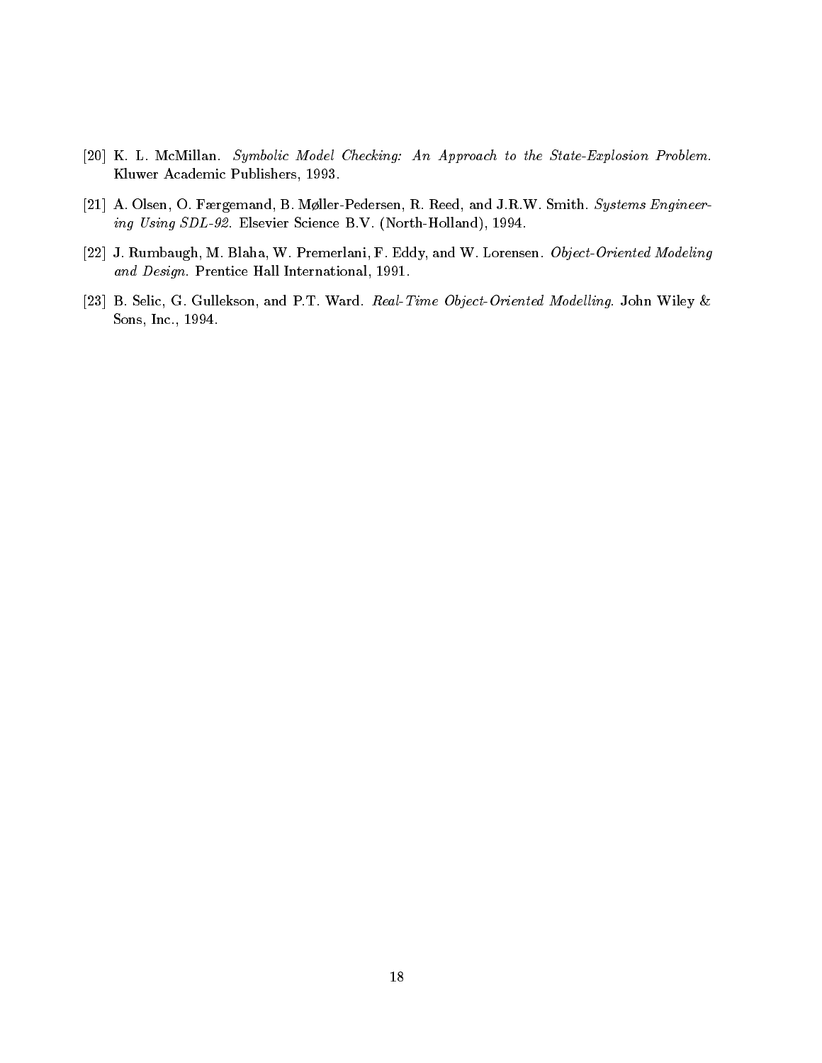[20] K. L. McMillan. *Symbolic Model Checking: An Approach to the State-Explosion Problem.* Kluwer Academic Publishers, 1993.

[21] A. Olsen, O. Færgemand, B. Møller-Pedersen, R. Reed, and J.R.W. Smith. *Systems Engineering Using SDL-92.* Elsevier Science B.V. (North-Holland), 1994.

[22] J. Rumbaugh, M. Blaha, W. Premerlani, F. Eddy, and W. Lorensen. *Object-Oriented Modeling and Design.* Prentice Hall International, 1991.

[23] B. Selic, G. Gullekson, and P.T. Ward. *Real-Time Object-Oriented Modelling.* John Wiley & Sons, Inc., 1994.